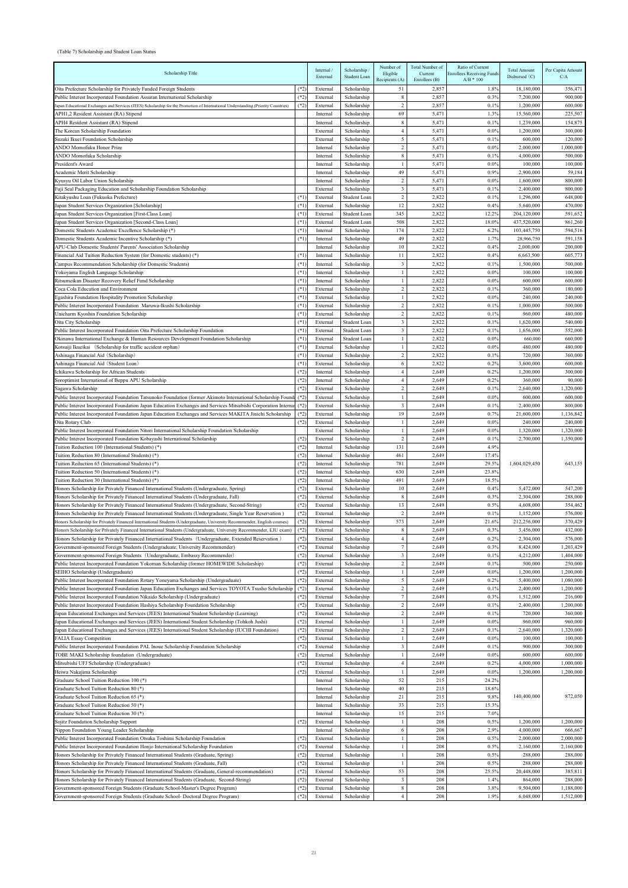(Table 7) Scholarship and Student Loan Status

| Scholarship Title | | Internal / External | Scholarship / Student Loan | Number of Eligible Recipients (A) | Total Number of Current Enrollees (B) | Ratio of Current Enrollees Receiving Funds A/B * 100 | Total Amount Disbursed (C) | Per Capita Amount C/A |
|---|---|---|---|---|---|---|---|---|
| Oita Prefecture Scholarship for Privately Funded Foreign Students | (*2) | External | Scholarship | 51 | 2,857 | 1.8% | 18,180,000 | 356,471 |
| Public Interest Incorporated Foundation Assuran International Scholarship | (*2) | External | Scholarship | 8 | 2,857 | 0.3% | 7,200,000 | 900,000 |
| Japan Educational Exchanges and Services (JEES) Scholarship for the Promotion of International Understanding (Priority Countries) | (*2) | External | Scholarship | 2 | 2,857 | 0.1% | 1,200,000 | 600,000 |
| APH1,2 Resident Assistant (RA) Stipend | | Internal | Scholarship | 69 | 5,471 | 1.3% | 15,560,000 | 225,507 |
| APH4 Resident Assistant (RA) Stipend | | Internal | Scholarship | 8 | 5,471 | 0.1% | 1,239,000 | 154,875 |
| The Korean Scholarship Foundation | | External | Scholarship | 4 | 5,471 | 0.0% | 1,200,000 | 300,000 |
| Suzaki Ikuei Foundation Scholarship | | External | Scholarship | 5 | 5,471 | 0.1% | 600,000 | 120,000 |
| ANDO Momofuku Honor Prize | | Internal | Scholarship | 2 | 5,471 | 0.0% | 2,000,000 | 1,000,000 |
| ANDO Momofuku Scholarship | | Internal | Scholarship | 8 | 5,471 | 0.1% | 4,000,000 | 500,000 |
| President's Award | | Internal | Scholarship | 1 | 5,471 | 0.0% | 100,000 | 100,000 |
| Academic Merit Scholarship | | Internal | Scholarship | 49 | 5,471 | 0.9% | 2,900,000 | 59,184 |
| Kyusyu Oil Labor Union Scholarship | | Internal | Scholarship | 2 | 5,471 | 0.0% | 1,600,000 | 800,000 |
| Fuji Seal Packaging Education and Scholarship Foundation Scholarship | | External | Scholarship | 3 | 5,471 | 0.1% | 2,400,000 | 800,000 |
| Kitakyushu Loan (Fukuoka Prefecture) | (*1) | External | Student Loan | 2 | 2,822 | 0.1% | 1,296,000 | 648,000 |
| Japan Student Services Organization [Scholarship] | (*1) | External | Scholarship | 12 | 2,822 | 0.4% | 5,640,000 | 470,000 |
| Japan Student Services Organization [First-Class Loan] | (*1) | External | Student Loan | 345 | 2,822 | 12.2% | 204,120,000 | 591,652 |
| Japan Student Services Organization [Second-Class Loan] | (*1) | External | Student Loan | 508 | 2,822 | 18.0% | 437,520,000 | 861,260 |
| Domestic Students Academic Excellence Scholarship (*) | (*1) | Internal | Scholarship | 174 | 2,822 | 6.2% | 103,445,750 | 594,516 |
| Domestic Students Academic Incentive Scholarship (*) | (*1) | Internal | Scholarship | 49 | 2,822 | 1.7% | 28,966,750 | 591,158 |
| APU-Club Domestic Students' Parents' Association Scholarship | | Internal | Scholarship | 10 | 2,822 | 0.4% | 2,000,000 | 200,000 |
| Financial Aid Tuition Reduction System (for Domestic students) (*) | (*1) | Internal | Scholarship | 11 | 2,822 | 0.4% | 6,663,500 | 605,773 |
| Campus Recommendation Scholarship (for Domestic Students) | (*1) | Internal | Scholarship | 3 | 2,822 | 0.1% | 1,500,000 | 500,000 |
| Yokoyama English Language Scholarship | (*1) | Internal | Scholarship | 1 | 2,822 | 0.0% | 100,000 | 100,000 |
| Ritsumeikan Disaster Recovery Relief Fund Scholarship | (*1) | Internal | Scholarship | 1 | 2,822 | 0.0% | 600,000 | 600,000 |
| Coca Cola Education and Environment | (*1) | External | Scholarship | 2 | 2,822 | 0.1% | 360,000 | 180,000 |
| Egashira Foundation Hospitality Promotion Scholarship | (*1) | External | Scholarship | 1 | 2,822 | 0.0% | 240,000 | 240,000 |
| Public Interest Incorporated Foundation Maruwa-Ikushi Scholarship | (*1) | External | Scholarship | 2 | 2,822 | 0.1% | 1,000,000 | 500,000 |
| Unicharm Kyoshin Foundation Scholarship | (*1) | External | Scholarship | 2 | 2,822 | 0.1% | 960,000 | 480,000 |
| Oita City Scholarship | (*1) | External | Student Loan | 3 | 2,822 | 0.1% | 1,620,000 | 540,000 |
| Public Interest Incorporated Foundation Oita Prefecture Scholarship Foundation | (*1) | External | Student Loan | 3 | 2,822 | 0.1% | 1,656,000 | 552,000 |
| Okinawa International Exchange & Human Resources Development Foundation Scholarship | (*1) | External | Student Loan | 1 | 2,822 | 0.0% | 660,000 | 660,000 |
| Kotsuiji Ikueikai (Scholarship for traffic accident orphan) | (*1) | External | Scholarship | 1 | 2,822 | 0.0% | 480,000 | 480,000 |
| Ashinaga Financial Aid (Scholarship) | (*1) | External | Scholarship | 2 | 2,822 | 0.1% | 720,000 | 360,000 |
| Ashinaga Financial Aid (Student Loan) | (*1) | External | Scholarship | 6 | 2,822 | 0.2% | 3,600,000 | 600,000 |
| Ichikawa Scholarship for African Students | (*2) | Internal | Scholarship | 4 | 2,649 | 0.2% | 1,200,000 | 300,000 |
| Soroptimist International of Beppu APU Scholarship | (*2) | Internal | Scholarship | 4 | 2,649 | 0.2% | 360,000 | 90,000 |
| Sagawa Scholarship | (*2) | External | Scholarship | 2 | 2,649 | 0.1% | 2,640,000 | 1,320,000 |
| Public Interest Incorporated Foundation Tatsunoko Foundation (former Akimoto International Scholarship Found | (*2) | External | Scholarship | 1 | 2,649 | 0.0% | 600,000 | 600,000 |
| Public Interest Incorporated Foundation Japan Education Exchanges and Services Mitsubishi Corporation Interna | (*2) | External | Scholarship | 3 | 2,649 | 0.1% | 2,400,000 | 800,000 |
| Public Interest Incorporated Foundation Japan Education Exchanges and Services MAKITA Jinichi Scholarship | (*2) | External | Scholarship | 19 | 2,649 | 0.7% | 21,600,000 | 1,136,842 |
| Oita Rotary Club | (*2) | External | Scholarship | 1 | 2,649 | 0.0% | 240,000 | 240,000 |
| Public Interest Incorporated Foundation Nitori International Scholarship Foundation Scholarship | | External | Scholarship | 1 | 2,649 | 0.0% | 1,320,000 | 1,320,000 |
| Public Interest Incorporated Foundation Kobayashi International Scholarship | (*2) | External | Scholarship | 2 | 2,649 | 0.1% | 2,700,000 | 1,350,000 |
| Tuition Reduction 100 (International Students) (*) | (*2) | Internal | Scholarship | 131 | 2,649 | 4.9% | | |
| Tuition Reduction 80 (International Students) (*) | (*2) | Internal | Scholarship | 461 | 2,649 | 17.4% | | |
| Tuition Reduction 65 (International Students) (*) | (*2) | Internal | Scholarship | 781 | 2,649 | 29.5% | 1,604,029,450 | 643,155 |
| Tuition Reduction 50 (International Students) (*) | (*2) | Internal | Scholarship | 630 | 2,649 | 23.8% | | |
| Tuition Reduction 30 (International Students) (*) | (*2) | Internal | Scholarship | 491 | 2,649 | 18.5% | | |
| Honors Scholarship for Privately Financed International Students (Undergraduate, Spring) | (*2) | External | Scholarship | 10 | 2,649 | 0.4% | 5,472,000 | 547,200 |
| Honors Scholarship for Privately Financed International Students (Undergraduate, Fall) | (*2) | External | Scholarship | 8 | 2,649 | 0.3% | 2,304,000 | 288,000 |
| Honors Scholarship for Privately Financed International Students (Undergraduate, Second-String) | (*2) | External | Scholarship | 13 | 2,649 | 0.5% | 4,608,000 | 354,462 |
| Honors Scholarship for Privately Financed International Students (Undergraduate, Single Year Reservation ) | (*2) | External | Scholarship | 2 | 2,649 | 0.1% | 1,152,000 | 576,000 |
| Honors Scholarship for Privately Financed International Students (Undergraduate, University Recommender, English courses) | (*2) | External | Scholarship | 573 | 2,649 | 21.6% | 212,256,000 | 370,429 |
| Honors Scholarship for Privately Financed International Students (Undergraduate, University Recommender, EJU exam) | (*2) | External | Scholarship | 8 | 2,649 | 0.3% | 3,456,000 | 432,000 |
| Honors Scholarship for Privately Financed International Students (Undergraduate, Extended Reservation ) | (*2) | External | Scholarship | 4 | 2,649 | 0.2% | 2,304,000 | 576,000 |
| Government-sponsored Foreign Students (Undergraduate, University Recommender) | (*2) | External | Scholarship | 7 | 2,649 | 0.3% | 8,424,000 | 1,203,429 |
| Government-sponsored Foreign Students (Undergraduate, Embassy Recommender) | (*2) | External | Scholarship | 3 | 2,649 | 0.1% | 4,212,000 | 1,404,000 |
| Public Interest Incorporated Foundation Yokoman Scholarship (former HOMEWIDE Scholarship) | (*2) | External | Scholarship | 2 | 2,649 | 0.1% | 500,000 | 250,000 |
| SEIHO Scholarship (Undergraduate) | (*2) | External | Scholarship | 1 | 2,649 | 0.0% | 1,200,000 | 1,200,000 |
| Public Interest Incorporated Foundation Rotary Yoneyama Scholarship (Undergraduate) | (*2) | External | Scholarship | 5 | 2,649 | 0.2% | 5,400,000 | 1,080,000 |
| Public Interest Incorporated Foundation Japan Education Exchanges and Services TOYOTA Tsusho Scholarship | (*2) | External | Scholarship | 2 | 2,649 | 0.1% | 2,400,000 | 1,200,000 |
| Public Interest Incorporated Foundation Nikaido Scholarship (Undergraduate) | (*2) | External | Scholarship | 7 | 2,649 | 0.3% | 1,512,000 | 216,000 |
| Public Interest Incorporated Foundation Hashiya Scholarship Foundation Scholarship | (*2) | External | Scholarship | 2 | 2,649 | 0.1% | 2,400,000 | 1,200,000 |
| Japan Educational Exchanges and Services (JEES) International Student Scholarship (Learning) | (*2) | External | Scholarship | 2 | 2,649 | 0.1% | 720,000 | 360,000 |
| Japan Educational Exchanges and Services (JEES) International Student Scholarship (Tohkoh Jushi) | (*2) | External | Scholarship | 1 | 2,649 | 0.0% | 960,000 | 960,000 |
| Japan Educational Exchanges and Services (JEES) International Student Scholarship (IUCHI Foundation) | (*2) | External | Scholarship | 2 | 2,649 | 0.1% | 2,640,000 | 1,320,000 |
| FALIA Essay Competition | (*2) | External | Scholarship | 1 | 2,649 | 0.0% | 100,000 | 100,000 |
| Public Interest Incorporated Foundation PAL Inoue Scholarship Foundation Scholarship | (*2) | External | Scholarship | 3 | 2,649 | 0.1% | 900,000 | 300,000 |
| TOBE MAKI Scholarship foundation (Undergraduate) | (*2) | External | Scholarship | 1 | 2,649 | 0.0% | 600,000 | 600,000 |
| Mitsubishi UFJ Scholarship (Undergraduate) | (*2) | External | Scholarship | 4 | 2,649 | 0.2% | 4,000,000 | 1,000,000 |
| Heiwa Nakajima Scholarship | (*2) | External | Scholarship | 1 | 2,649 | 0.0% | 1,200,000 | 1,200,000 |
| Graduate School Tuition Reduction 100 (*) | | Internal | Scholarship | 52 | 215 | 24.2% | | |
| Graduate School Tuition Reduction 80 (*) | | Internal | Scholarship | 40 | 215 | 18.6% | | |
| Graduate School Tuition Reduction 65 (*) | | Internal | Scholarship | 21 | 215 | 9.8% | 140,400,000 | 872,050 |
| Graduate School Tuition Reduction 50 (*) | | Internal | Scholarship | 33 | 215 | 15.3% | | |
| Graduate School Tuition Reduction 30 (*) | | Internal | Scholarship | 15 | 215 | 7.0% | | |
| Sojitz Foundation Scholarship Support | (*2) | External | Scholarship | 1 | 208 | 0.5% | 1,200,000 | 1,200,000 |
| Nippon Foundation Young Leader Scholarship | | Internal | Scholarship | 6 | 208 | 2.9% | 4,000,000 | 666,667 |
| Public Interest Incorporated Foundation Otsuka Toshimi Scholarship Foundation | (*2) | External | Scholarship | 1 | 208 | 0.5% | 2,000,000 | 2,000,000 |
| Public Interest Incorporated Foundation Honjo International Scholarship Foundation | (*2) | External | Scholarship | 1 | 208 | 0.5% | 2,160,000 | 2,160,000 |
| Honors Scholarship for Privately Financed International Students (Graduate, Spring) | (*2) | External | Scholarship | 1 | 208 | 0.5% | 288,000 | 288,000 |
| Honors Scholarship for Privately Financed International Students (Graduate, Fall) | (*2) | External | Scholarship | 1 | 208 | 0.5% | 288,000 | 288,000 |
| Honors Scholarship for Privately Financed International Students (Graduate, General-recommendation) | (*2) | External | Scholarship | 53 | 208 | 25.5% | 20,448,000 | 385,811 |
| Honors Scholarship for Privately Financed International Students (Graduate, Second-String) | (*2) | External | Scholarship | 3 | 208 | 1.4% | 864,000 | 288,000 |
| Government-sponsored Foreign Students (Graduate School-Master's Degree Program) | (*2) | External | Scholarship | 8 | 208 | 3.8% | 9,504,000 | 1,188,000 |
| Government-sponsored Foreign Students (Graduate School- Doctoral Degree Program) | (*2) | External | Scholarship | 4 | 208 | 1.9% | 6,048,000 | 1,512,000 |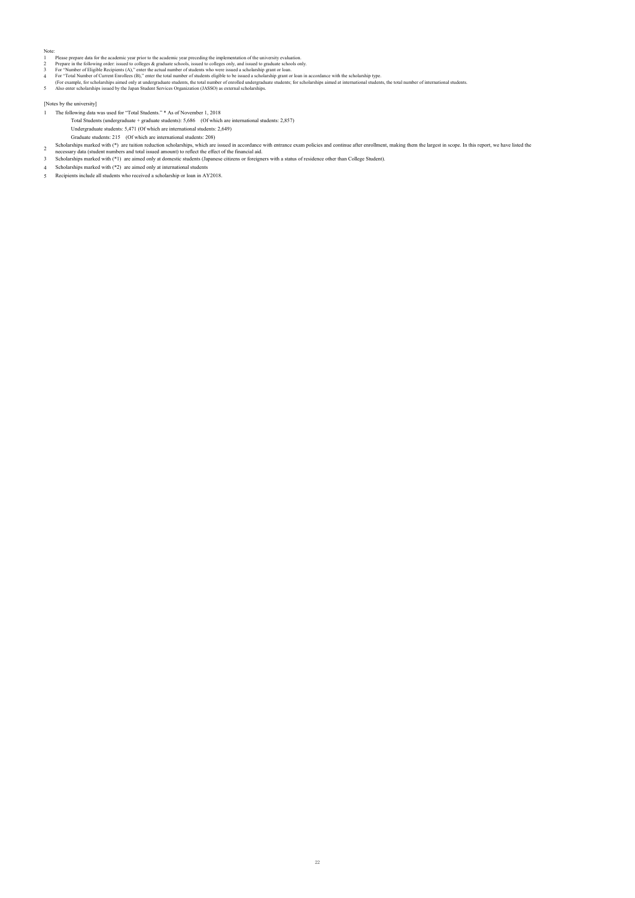Note:

1. Please prepare data for the academic year prior to the academic year preceding the implementation of the university evaluation.
2. Prepare in the following order: issued to colleges & graduate schools, issued to colleges only, and issued to graduate schools only.
3. For "Number of Eligible Recipients (A)," enter the actual number of students who were issued a scholarship grant or loan.
4. For "Total Number of Current Enrollees (B)," enter the total number of students eligible to be issued a scholarship grant or loan in accordance with the scholarship type.
   (For example, for scholarships aimed only at undergraduate students, the total number of enrolled undergraduate students; for scholarships aimed at international students, the total number of international students.
5. Also enter scholarships issued by the Japan Student Services Organization (JASSO) as external scholarships.

[Notes by the university]

1. The following data was used for "Total Students." * As of November 1, 2018
   Total Students (undergraduate + graduate students): 5,686 (Of which are international students: 2,857)
   Undergraduate students: 5,471 (Of which are international students: 2,649)
   Graduate students: 215 (Of which are international students: 208)
2. Scholarships marked with (*) are tuition reduction scholarships, which are issued in accordance with entrance exam policies and continue after enrollment, making them the largest in scope. In this report, we have listed the necessary data (student numbers and total issued amount) to reflect the effect of the financial aid.
3. Scholarships marked with (*1) are aimed only at domestic students (Japanese citizens or foreigners with a status of residence other than College Student).
4. Scholarships marked with (*2) are aimed only at international students
5. Recipients include all students who received a scholarship or loan in AY2018.